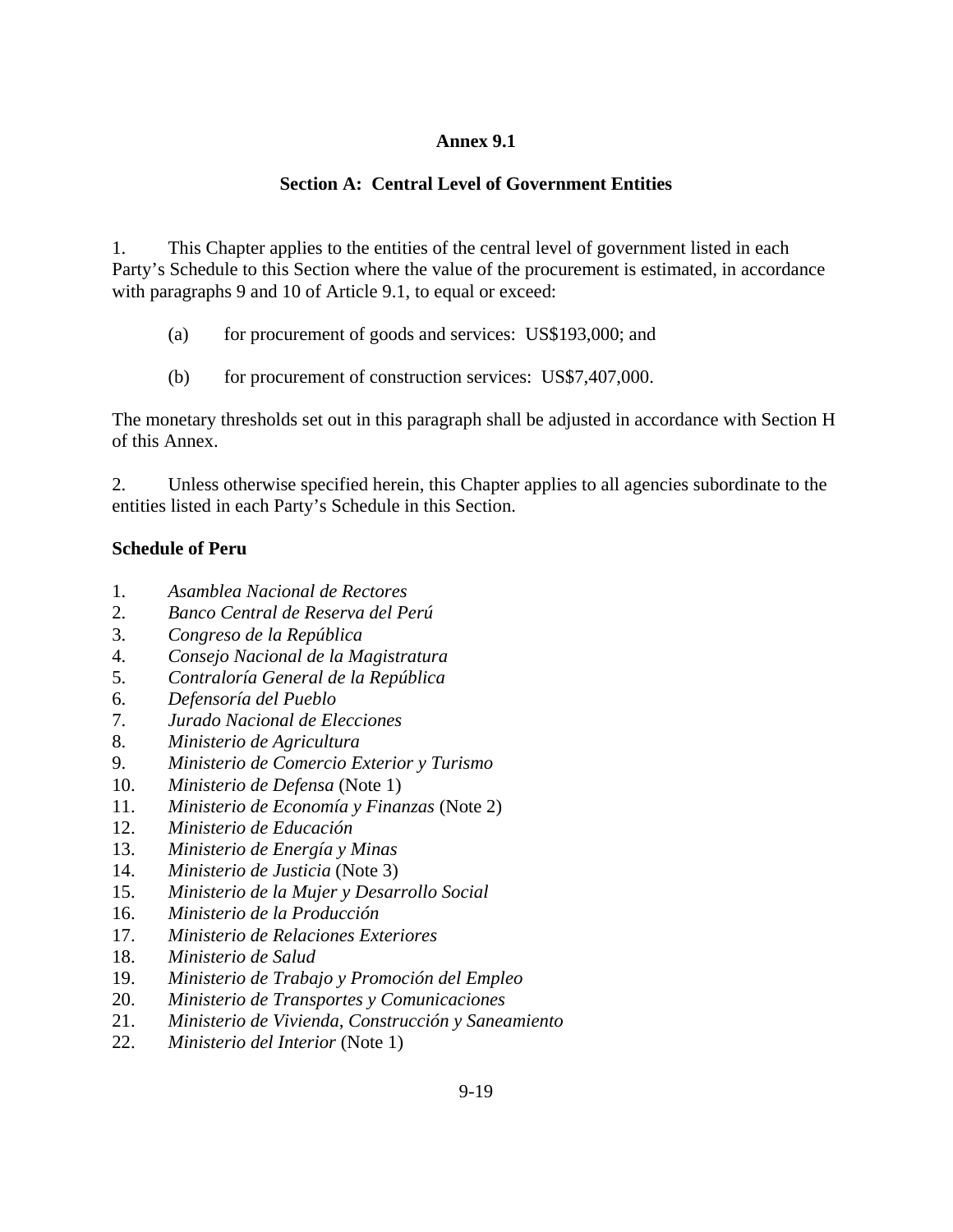## Annex 9.1

### Section A: Central Level of Government Entities

1. This Chapter applies to the entities of the central level of government listed in each Party's Schedule to this Section where the value of the procurement is estimated, in accordance with paragraphs 9 and 10 of Article 9.1, to equal or exceed:

   (a) for procurement of goods and services: US$193,000; and

   (b) for procurement of construction services: US$7,407,000.

The monetary thresholds set out in this paragraph shall be adjusted in accordance with Section H of this Annex.

2. Unless otherwise specified herein, this Chapter applies to all agencies subordinate to the entities listed in each Party's Schedule in this Section.

**Schedule of Peru**

1. *Asamblea Nacional de Rectores*
2. *Banco Central de Reserva del Perú*
3. *Congreso de la República*
4. *Consejo Nacional de la Magistratura*
5. *Contraloría General de la República*
6. *Defensoría del Pueblo*
7. *Jurado Nacional de Elecciones*
8. *Ministerio de Agricultura*
9. *Ministerio de Comercio Exterior y Turismo*
10. *Ministerio de Defensa* (Note 1)
11. *Ministerio de Economía y Finanzas* (Note 2)
12. *Ministerio de Educación*
13. *Ministerio de Energía y Minas*
14. *Ministerio de Justicia* (Note 3)
15. *Ministerio de la Mujer y Desarrollo Social*
16. *Ministerio de la Producción*
17. *Ministerio de Relaciones Exteriores*
18. *Ministerio de Salud*
19. *Ministerio de Trabajo y Promoción del Empleo*
20. *Ministerio de Transportes y Comunicaciones*
21. *Ministerio de Vivienda, Construcción y Saneamiento*
22. *Ministerio del Interior* (Note 1)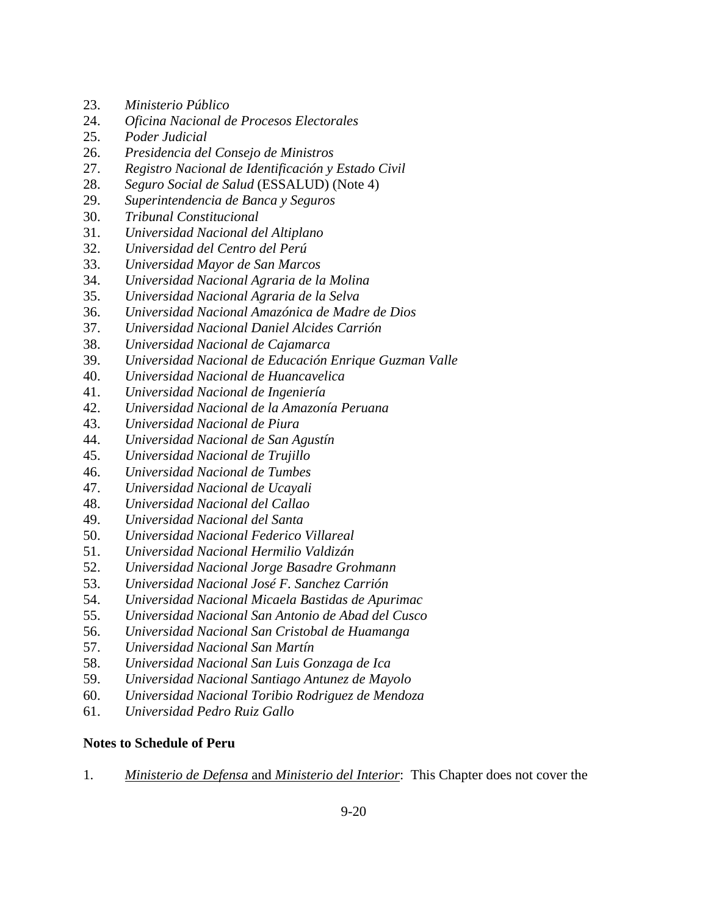23. *Ministerio Público*
24. *Oficina Nacional de Procesos Electorales*
25. *Poder Judicial*
26. *Presidencia del Consejo de Ministros*
27. *Registro Nacional de Identificación y Estado Civil*
28. *Seguro Social de Salud* (ESSALUD) (Note 4)
29. *Superintendencia de Banca y Seguros*
30. *Tribunal Constitucional*
31. *Universidad Nacional del Altiplano*
32. *Universidad del Centro del Perú*
33. *Universidad Mayor de San Marcos*
34. *Universidad Nacional Agraria de la Molina*
35. *Universidad Nacional Agraria de la Selva*
36. *Universidad Nacional Amazónica de Madre de Dios*
37. *Universidad Nacional Daniel Alcides Carrión*
38. *Universidad Nacional de Cajamarca*
39. *Universidad Nacional de Educación Enrique Guzman Valle*
40. *Universidad Nacional de Huancavelica*
41. *Universidad Nacional de Ingeniería*
42. *Universidad Nacional de la Amazonía Peruana*
43. *Universidad Nacional de Piura*
44. *Universidad Nacional de San Agustín*
45. *Universidad Nacional de Trujillo*
46. *Universidad Nacional de Tumbes*
47. *Universidad Nacional de Ucayali*
48. *Universidad Nacional del Callao*
49. *Universidad Nacional del Santa*
50. *Universidad Nacional Federico Villareal*
51. *Universidad Nacional Hermilio Valdizán*
52. *Universidad Nacional Jorge Basadre Grohmann*
53. *Universidad Nacional José F. Sanchez Carrión*
54. *Universidad Nacional Micaela Bastidas de Apurimac*
55. *Universidad Nacional San Antonio de Abad del Cusco*
56. *Universidad Nacional San Cristobal de Huamanga*
57. *Universidad Nacional San Martín*
58. *Universidad Nacional San Luis Gonzaga de Ica*
59. *Universidad Nacional Santiago Antunez de Mayolo*
60. *Universidad Nacional Toribio Rodriguez de Mendoza*
61. *Universidad Pedro Ruiz Gallo*

**Notes to Schedule of Peru**

1. *Ministerio de Defensa* and *Ministerio del Interior*: This Chapter does not cover the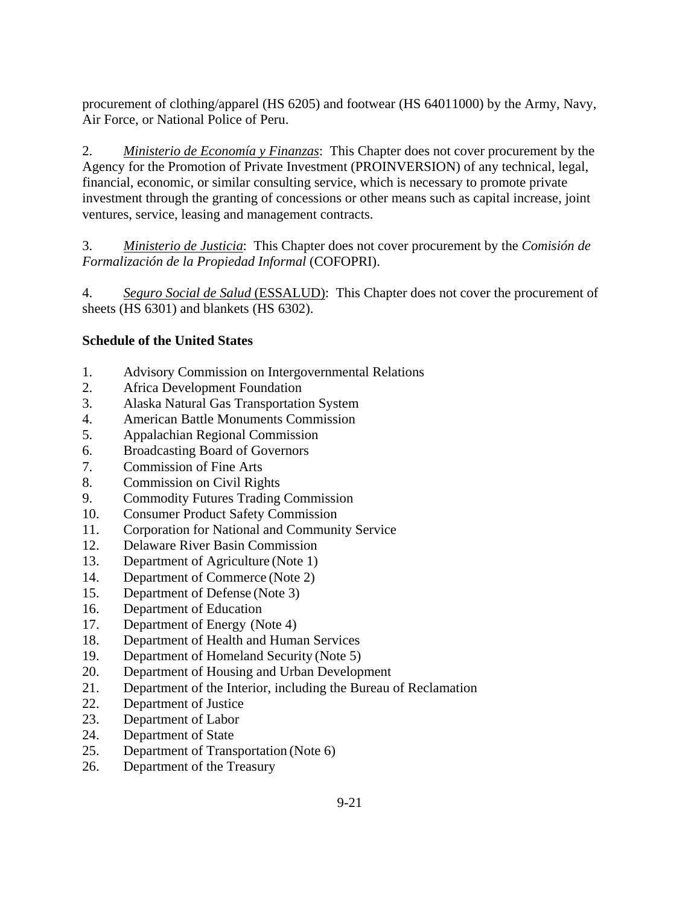procurement of clothing/apparel (HS 6205) and footwear (HS 64011000) by the Army, Navy, Air Force, or National Police of Peru.

2. *Ministerio de Economía y Finanzas*: This Chapter does not cover procurement by the Agency for the Promotion of Private Investment (PROINVERSION) of any technical, legal, financial, economic, or similar consulting service, which is necessary to promote private investment through the granting of concessions or other means such as capital increase, joint ventures, service, leasing and management contracts.

3. *Ministerio de Justicia*: This Chapter does not cover procurement by the *Comisión de Formalización de la Propiedad Informal* (COFOPRI).

4. *Seguro Social de Salud* (ESSALUD): This Chapter does not cover the procurement of sheets (HS 6301) and blankets (HS 6302).

**Schedule of the United States**

1. Advisory Commission on Intergovernmental Relations
2. Africa Development Foundation
3. Alaska Natural Gas Transportation System
4. American Battle Monuments Commission
5. Appalachian Regional Commission
6. Broadcasting Board of Governors
7. Commission of Fine Arts
8. Commission on Civil Rights
9. Commodity Futures Trading Commission
10. Consumer Product Safety Commission
11. Corporation for National and Community Service
12. Delaware River Basin Commission
13. Department of Agriculture (Note 1)
14. Department of Commerce (Note 2)
15. Department of Defense (Note 3)
16. Department of Education
17. Department of Energy (Note 4)
18. Department of Health and Human Services
19. Department of Homeland Security (Note 5)
20. Department of Housing and Urban Development
21. Department of the Interior, including the Bureau of Reclamation
22. Department of Justice
23. Department of Labor
24. Department of State
25. Department of Transportation (Note 6)
26. Department of the Treasury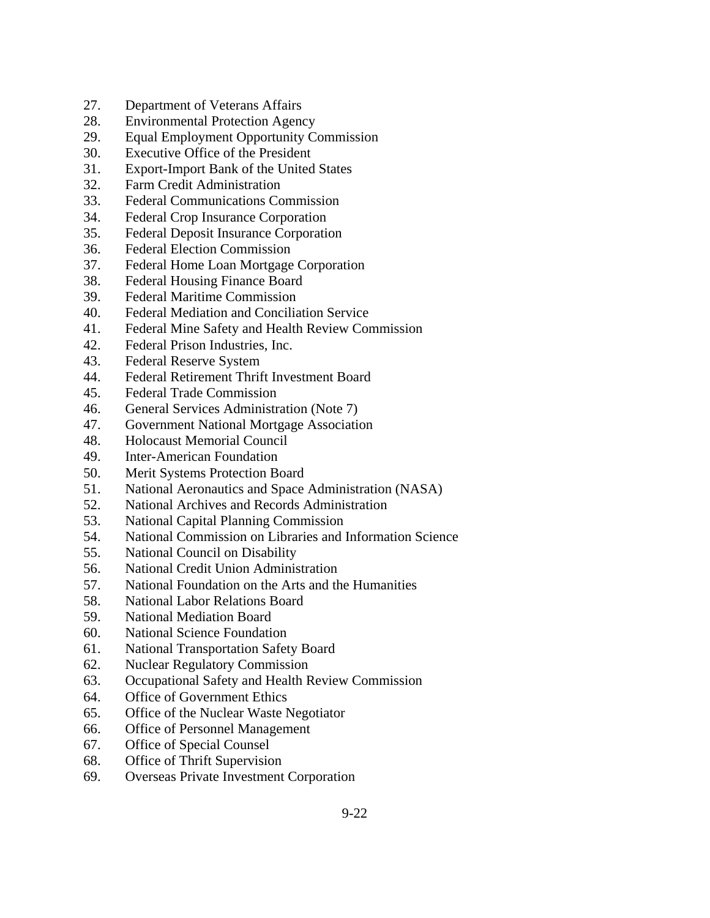27. Department of Veterans Affairs
28. Environmental Protection Agency
29. Equal Employment Opportunity Commission
30. Executive Office of the President
31. Export-Import Bank of the United States
32. Farm Credit Administration
33. Federal Communications Commission
34. Federal Crop Insurance Corporation
35. Federal Deposit Insurance Corporation
36. Federal Election Commission
37. Federal Home Loan Mortgage Corporation
38. Federal Housing Finance Board
39. Federal Maritime Commission
40. Federal Mediation and Conciliation Service
41. Federal Mine Safety and Health Review Commission
42. Federal Prison Industries, Inc.
43. Federal Reserve System
44. Federal Retirement Thrift Investment Board
45. Federal Trade Commission
46. General Services Administration (Note 7)
47. Government National Mortgage Association
48. Holocaust Memorial Council
49. Inter-American Foundation
50. Merit Systems Protection Board
51. National Aeronautics and Space Administration (NASA)
52. National Archives and Records Administration
53. National Capital Planning Commission
54. National Commission on Libraries and Information Science
55. National Council on Disability
56. National Credit Union Administration
57. National Foundation on the Arts and the Humanities
58. National Labor Relations Board
59. National Mediation Board
60. National Science Foundation
61. National Transportation Safety Board
62. Nuclear Regulatory Commission
63. Occupational Safety and Health Review Commission
64. Office of Government Ethics
65. Office of the Nuclear Waste Negotiator
66. Office of Personnel Management
67. Office of Special Counsel
68. Office of Thrift Supervision
69. Overseas Private Investment Corporation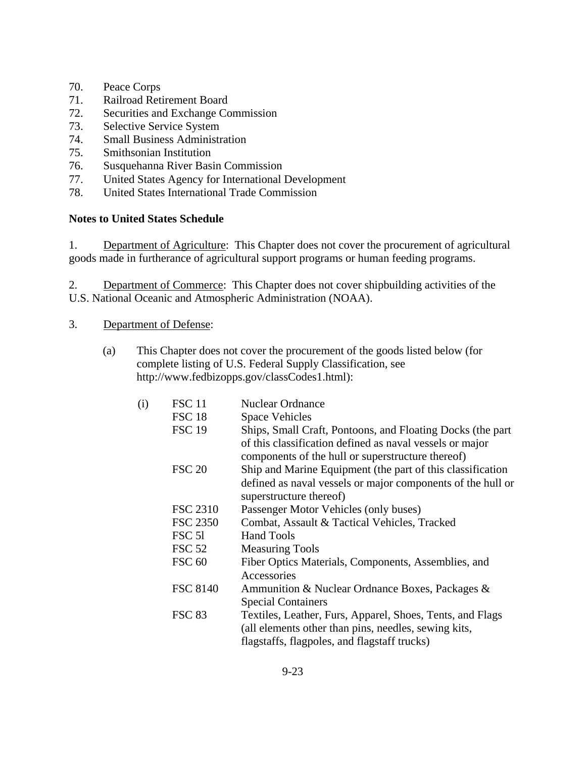70. Peace Corps
71. Railroad Retirement Board
72. Securities and Exchange Commission
73. Selective Service System
74. Small Business Administration
75. Smithsonian Institution
76. Susquehanna River Basin Commission
77. United States Agency for International Development
78. United States International Trade Commission

**Notes to United States Schedule**

1. Department of Agriculture: This Chapter does not cover the procurement of agricultural goods made in furtherance of agricultural support programs or human feeding programs.

2. Department of Commerce: This Chapter does not cover shipbuilding activities of the U.S. National Oceanic and Atmospheric Administration (NOAA).

3. Department of Defense:

(a) This Chapter does not cover the procurement of the goods listed below (for complete listing of U.S. Federal Supply Classification, see http://www.fedbizopps.gov/classCodes1.html):

| | | |
|---|---|---|
| (i) | FSC 11 | Nuclear Ordnance |
| | FSC 18 | Space Vehicles |
| | FSC 19 | Ships, Small Craft, Pontoons, and Floating Docks (the part of this classification defined as naval vessels or major components of the hull or superstructure thereof) |
| | FSC 20 | Ship and Marine Equipment (the part of this classification defined as naval vessels or major components of the hull or superstructure thereof) |
| | FSC 2310 | Passenger Motor Vehicles (only buses) |
| | FSC 2350 | Combat, Assault & Tactical Vehicles, Tracked |
| | FSC 5l | Hand Tools |
| | FSC 52 | Measuring Tools |
| | FSC 60 | Fiber Optics Materials, Components, Assemblies, and Accessories |
| | FSC 8140 | Ammunition & Nuclear Ordnance Boxes, Packages & Special Containers |
| | FSC 83 | Textiles, Leather, Furs, Apparel, Shoes, Tents, and Flags (all elements other than pins, needles, sewing kits, flagstaffs, flagpoles, and flagstaff trucks) |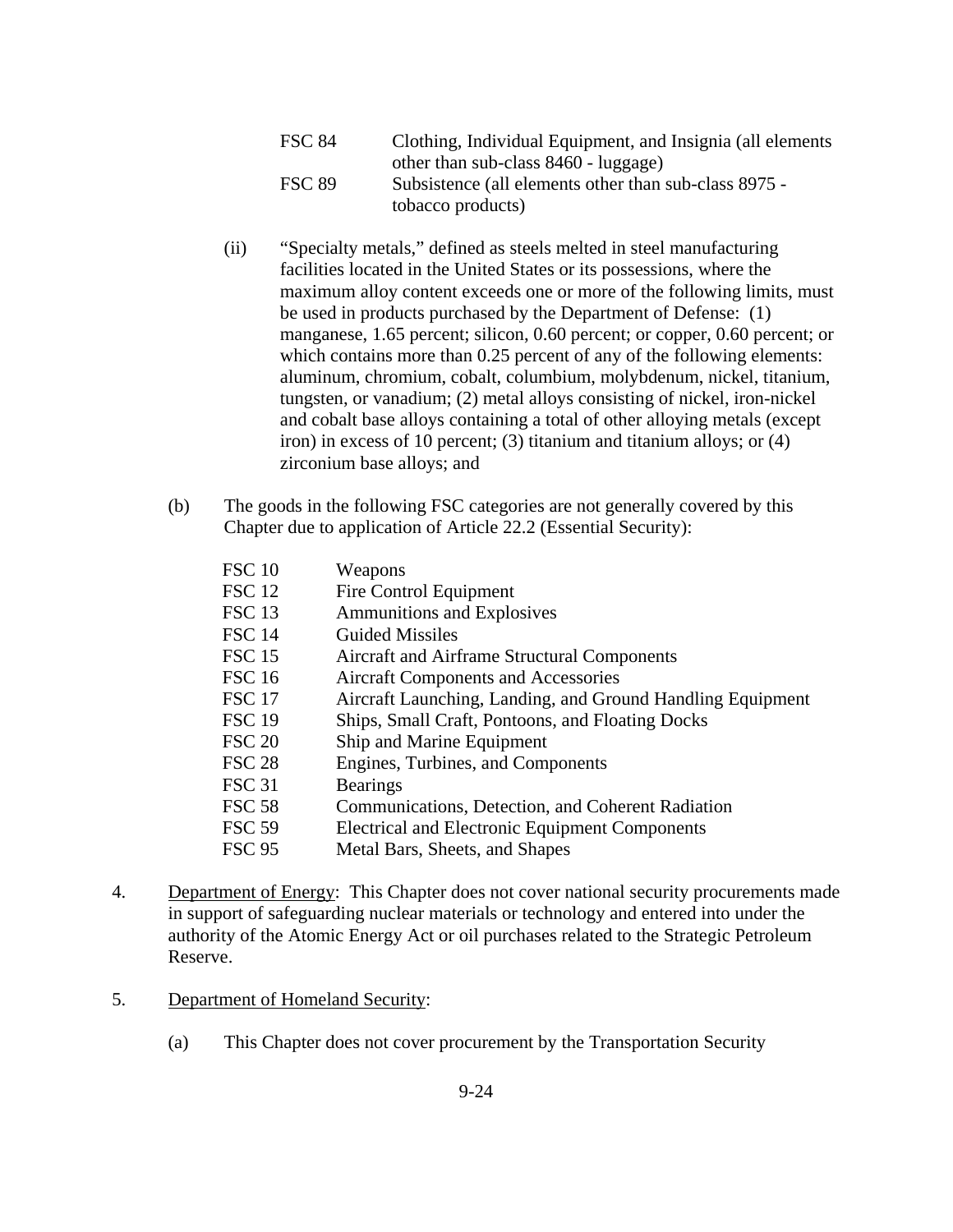| | |
|---|---|
| FSC 84 | Clothing, Individual Equipment, and Insignia (all elements other than sub-class 8460 - luggage) |
| FSC 89 | Subsistence (all elements other than sub-class 8975 - tobacco products) |

(ii) "Specialty metals," defined as steels melted in steel manufacturing facilities located in the United States or its possessions, where the maximum alloy content exceeds one or more of the following limits, must be used in products purchased by the Department of Defense: (1) manganese, 1.65 percent; silicon, 0.60 percent; or copper, 0.60 percent; or which contains more than 0.25 percent of any of the following elements: aluminum, chromium, cobalt, columbium, molybdenum, nickel, titanium, tungsten, or vanadium; (2) metal alloys consisting of nickel, iron-nickel and cobalt base alloys containing a total of other alloying metals (except iron) in excess of 10 percent; (3) titanium and titanium alloys; or (4) zirconium base alloys; and

(b) The goods in the following FSC categories are not generally covered by this Chapter due to application of Article 22.2 (Essential Security):

| | |
|---|---|
| FSC 10 | Weapons |
| FSC 12 | Fire Control Equipment |
| FSC 13 | Ammunitions and Explosives |
| FSC 14 | Guided Missiles |
| FSC 15 | Aircraft and Airframe Structural Components |
| FSC 16 | Aircraft Components and Accessories |
| FSC 17 | Aircraft Launching, Landing, and Ground Handling Equipment |
| FSC 19 | Ships, Small Craft, Pontoons, and Floating Docks |
| FSC 20 | Ship and Marine Equipment |
| FSC 28 | Engines, Turbines, and Components |
| FSC 31 | Bearings |
| FSC 58 | Communications, Detection, and Coherent Radiation |
| FSC 59 | Electrical and Electronic Equipment Components |
| FSC 95 | Metal Bars, Sheets, and Shapes |

4. Department of Energy: This Chapter does not cover national security procurements made in support of safeguarding nuclear materials or technology and entered into under the authority of the Atomic Energy Act or oil purchases related to the Strategic Petroleum Reserve.

5. Department of Homeland Security:

(a) This Chapter does not cover procurement by the Transportation Security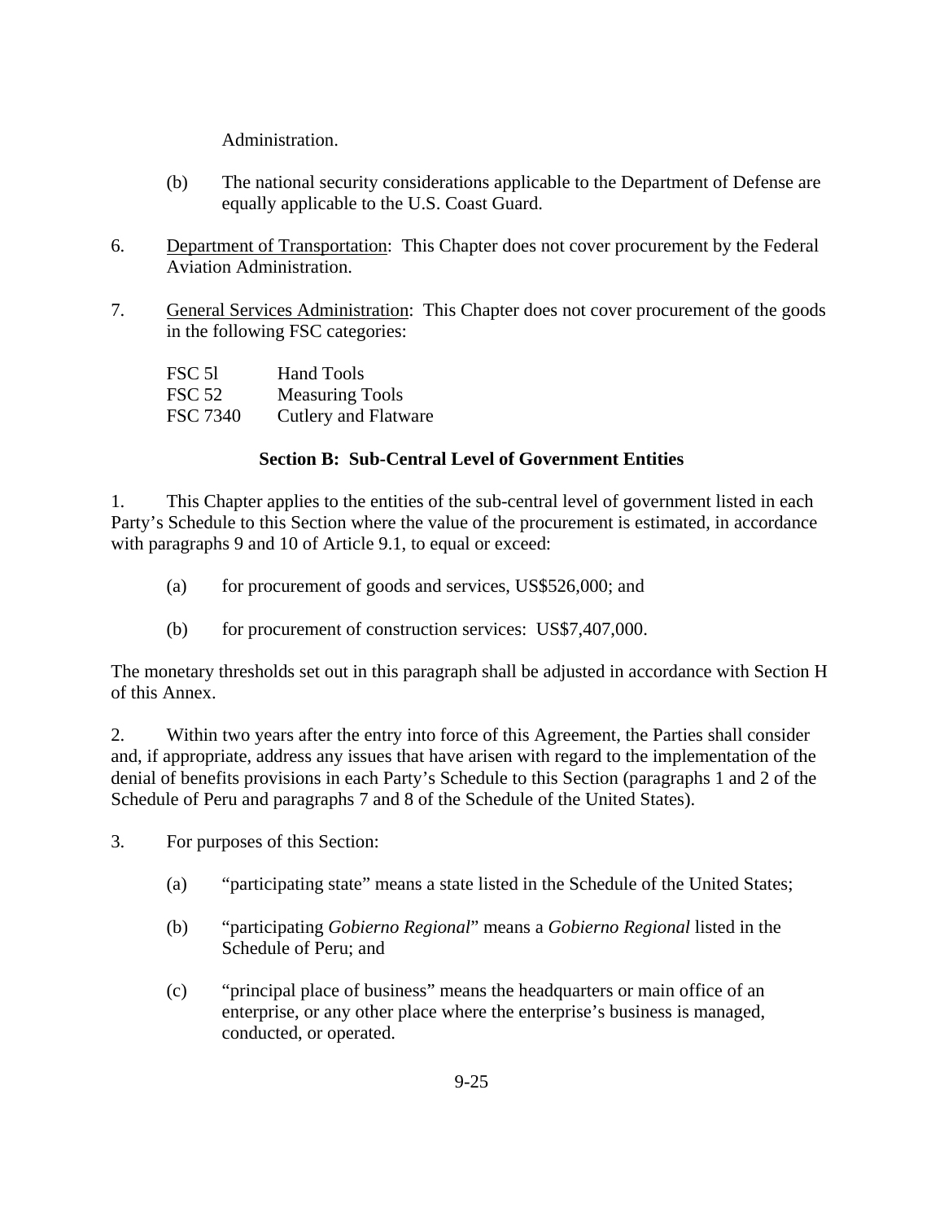Administration.

(b) The national security considerations applicable to the Department of Defense are equally applicable to the U.S. Coast Guard.

6. Department of Transportation: This Chapter does not cover procurement by the Federal Aviation Administration.

7. General Services Administration: This Chapter does not cover procurement of the goods in the following FSC categories:

| | |
|---|---|
| FSC 5l | Hand Tools |
| FSC 52 | Measuring Tools |
| FSC 7340 | Cutlery and Flatware |

**Section B: Sub-Central Level of Government Entities**

1. This Chapter applies to the entities of the sub-central level of government listed in each Party's Schedule to this Section where the value of the procurement is estimated, in accordance with paragraphs 9 and 10 of Article 9.1, to equal or exceed:

(a) for procurement of goods and services, US$526,000; and

(b) for procurement of construction services: US$7,407,000.

The monetary thresholds set out in this paragraph shall be adjusted in accordance with Section H of this Annex.

2. Within two years after the entry into force of this Agreement, the Parties shall consider and, if appropriate, address any issues that have arisen with regard to the implementation of the denial of benefits provisions in each Party's Schedule to this Section (paragraphs 1 and 2 of the Schedule of Peru and paragraphs 7 and 8 of the Schedule of the United States).

3. For purposes of this Section:

(a) "participating state" means a state listed in the Schedule of the United States;

(b) "participating *Gobierno Regional*" means a *Gobierno Regional* listed in the Schedule of Peru; and

(c) "principal place of business" means the headquarters or main office of an enterprise, or any other place where the enterprise's business is managed, conducted, or operated.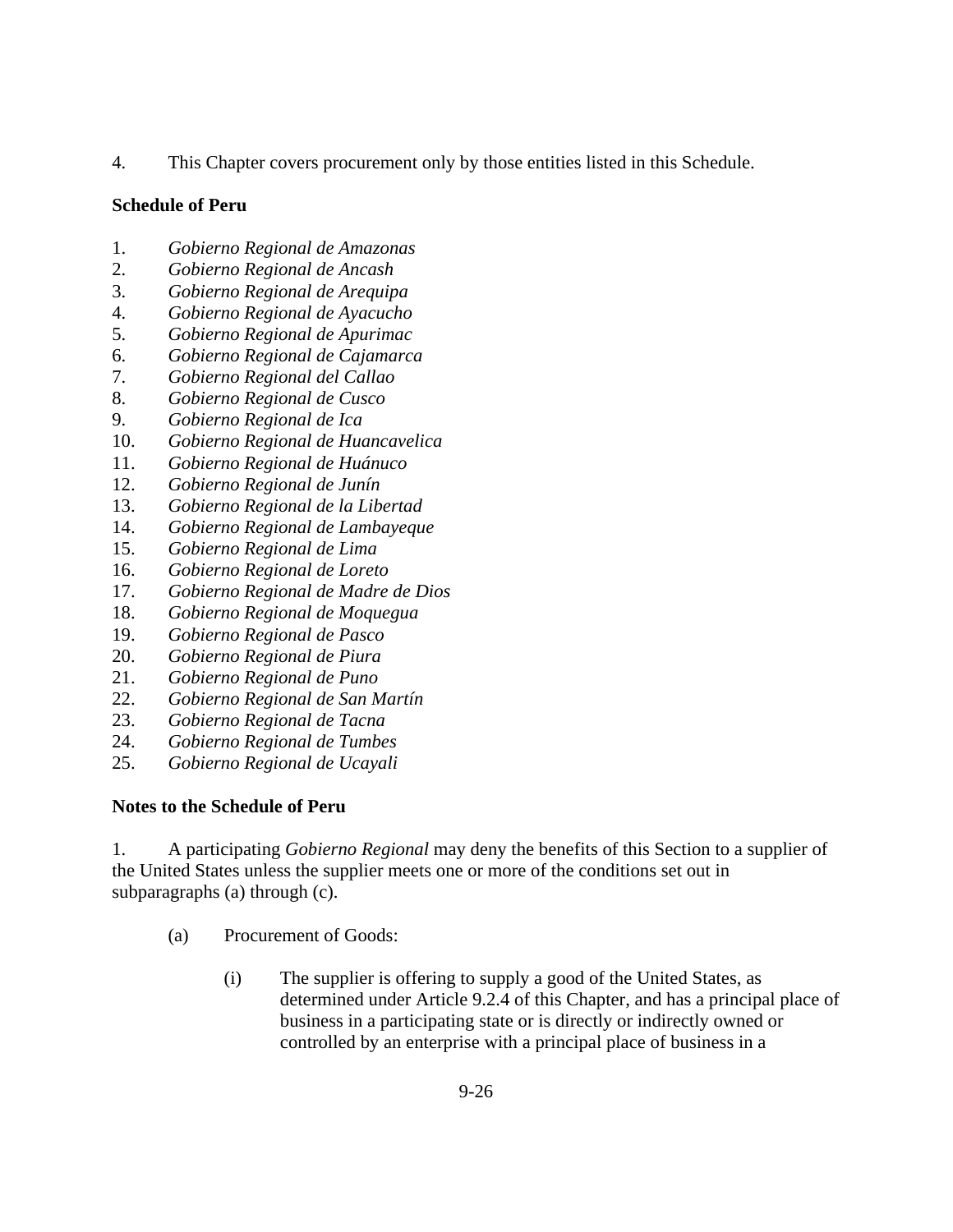4. This Chapter covers procurement only by those entities listed in this Schedule.

**Schedule of Peru**

1. *Gobierno Regional de Amazonas*
2. *Gobierno Regional de Ancash*
3. *Gobierno Regional de Arequipa*
4. *Gobierno Regional de Ayacucho*
5. *Gobierno Regional de Apurimac*
6. *Gobierno Regional de Cajamarca*
7. *Gobierno Regional del Callao*
8. *Gobierno Regional de Cusco*
9. *Gobierno Regional de Ica*
10. *Gobierno Regional de Huancavelica*
11. *Gobierno Regional de Huánuco*
12. *Gobierno Regional de Junín*
13. *Gobierno Regional de la Libertad*
14. *Gobierno Regional de Lambayeque*
15. *Gobierno Regional de Lima*
16. *Gobierno Regional de Loreto*
17. *Gobierno Regional de Madre de Dios*
18. *Gobierno Regional de Moquegua*
19. *Gobierno Regional de Pasco*
20. *Gobierno Regional de Piura*
21. *Gobierno Regional de Puno*
22. *Gobierno Regional de San Martín*
23. *Gobierno Regional de Tacna*
24. *Gobierno Regional de Tumbes*
25. *Gobierno Regional de Ucayali*

**Notes to the Schedule of Peru**

1. A participating *Gobierno Regional* may deny the benefits of this Section to a supplier of the United States unless the supplier meets one or more of the conditions set out in subparagraphs (a) through (c).

   (a) Procurement of Goods:

      (i) The supplier is offering to supply a good of the United States, as determined under Article 9.2.4 of this Chapter, and has a principal place of business in a participating state or is directly or indirectly owned or controlled by an enterprise with a principal place of business in a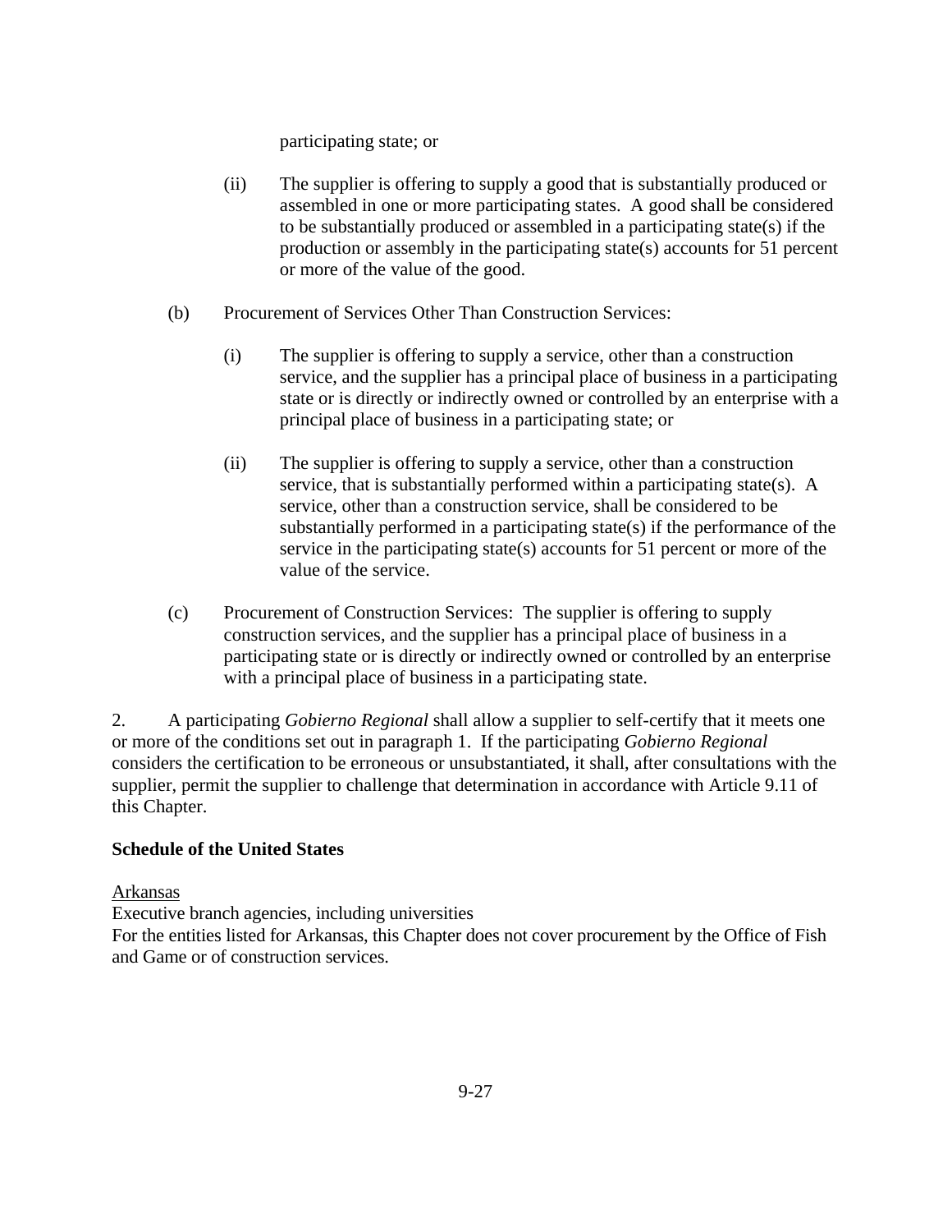participating state; or

(ii) The supplier is offering to supply a good that is substantially produced or assembled in one or more participating states. A good shall be considered to be substantially produced or assembled in a participating state(s) if the production or assembly in the participating state(s) accounts for 51 percent or more of the value of the good.

(b) Procurement of Services Other Than Construction Services:

(i) The supplier is offering to supply a service, other than a construction service, and the supplier has a principal place of business in a participating state or is directly or indirectly owned or controlled by an enterprise with a principal place of business in a participating state; or

(ii) The supplier is offering to supply a service, other than a construction service, that is substantially performed within a participating state(s). A service, other than a construction service, shall be considered to be substantially performed in a participating state(s) if the performance of the service in the participating state(s) accounts for 51 percent or more of the value of the service.

(c) Procurement of Construction Services: The supplier is offering to supply construction services, and the supplier has a principal place of business in a participating state or is directly or indirectly owned or controlled by an enterprise with a principal place of business in a participating state.

2. A participating *Gobierno Regional* shall allow a supplier to self-certify that it meets one or more of the conditions set out in paragraph 1. If the participating *Gobierno Regional* considers the certification to be erroneous or unsubstantiated, it shall, after consultations with the supplier, permit the supplier to challenge that determination in accordance with Article 9.11 of this Chapter.

**Schedule of the United States**

Arkansas
Executive branch agencies, including universities
For the entities listed for Arkansas, this Chapter does not cover procurement by the Office of Fish and Game or of construction services.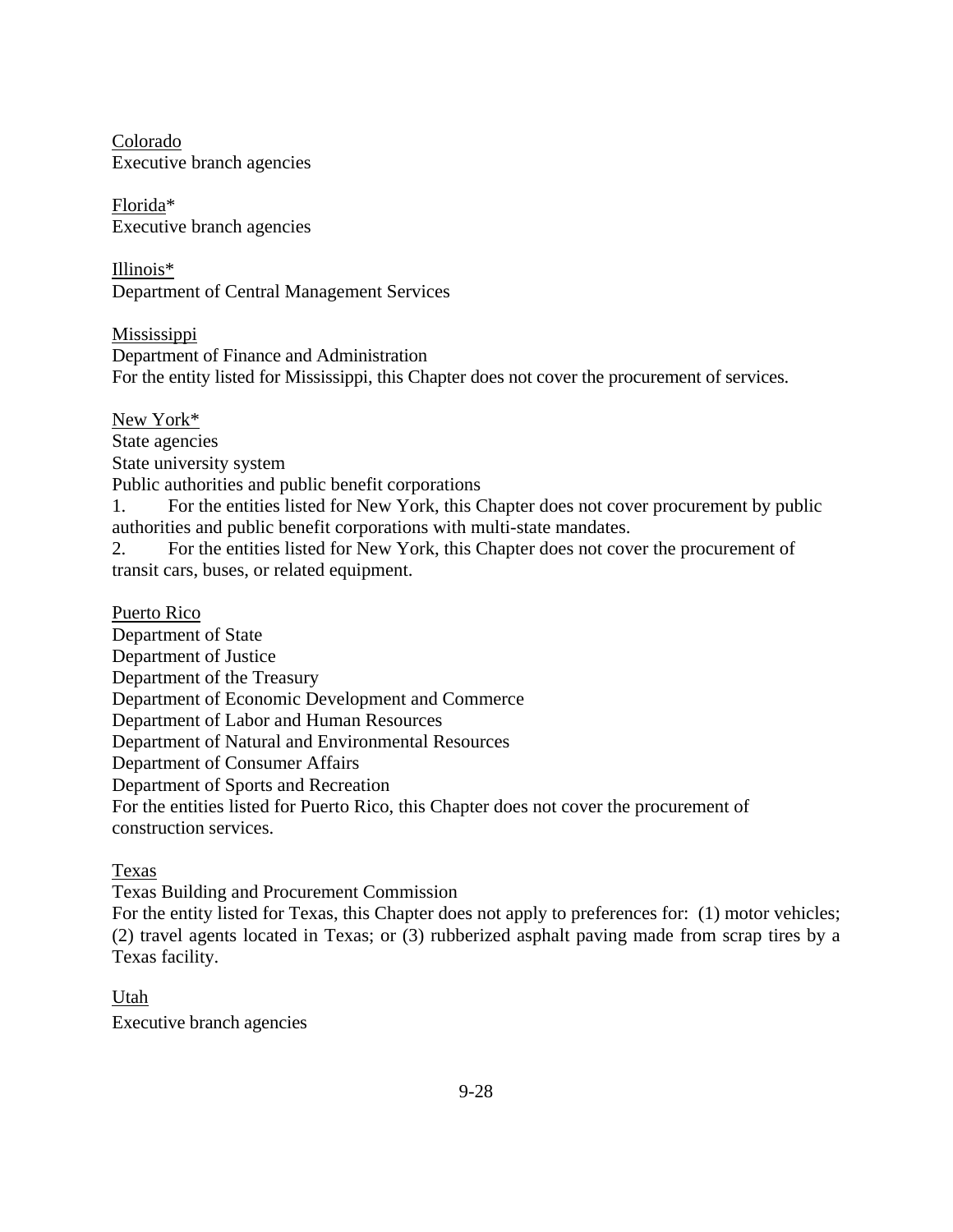Colorado
Executive branch agencies

Florida*
Executive branch agencies

Illinois*
Department of Central Management Services

Mississippi
Department of Finance and Administration
For the entity listed for Mississippi, this Chapter does not cover the procurement of services.

New York*
State agencies
State university system
Public authorities and public benefit corporations

1. For the entities listed for New York, this Chapter does not cover procurement by public authorities and public benefit corporations with multi-state mandates.
2. For the entities listed for New York, this Chapter does not cover the procurement of transit cars, buses, or related equipment.

Puerto Rico
Department of State
Department of Justice
Department of the Treasury
Department of Economic Development and Commerce
Department of Labor and Human Resources
Department of Natural and Environmental Resources
Department of Consumer Affairs
Department of Sports and Recreation
For the entities listed for Puerto Rico, this Chapter does not cover the procurement of construction services.

Texas
Texas Building and Procurement Commission
For the entity listed for Texas, this Chapter does not apply to preferences for: (1) motor vehicles; (2) travel agents located in Texas; or (3) rubberized asphalt paving made from scrap tires by a Texas facility.

Utah
Executive branch agencies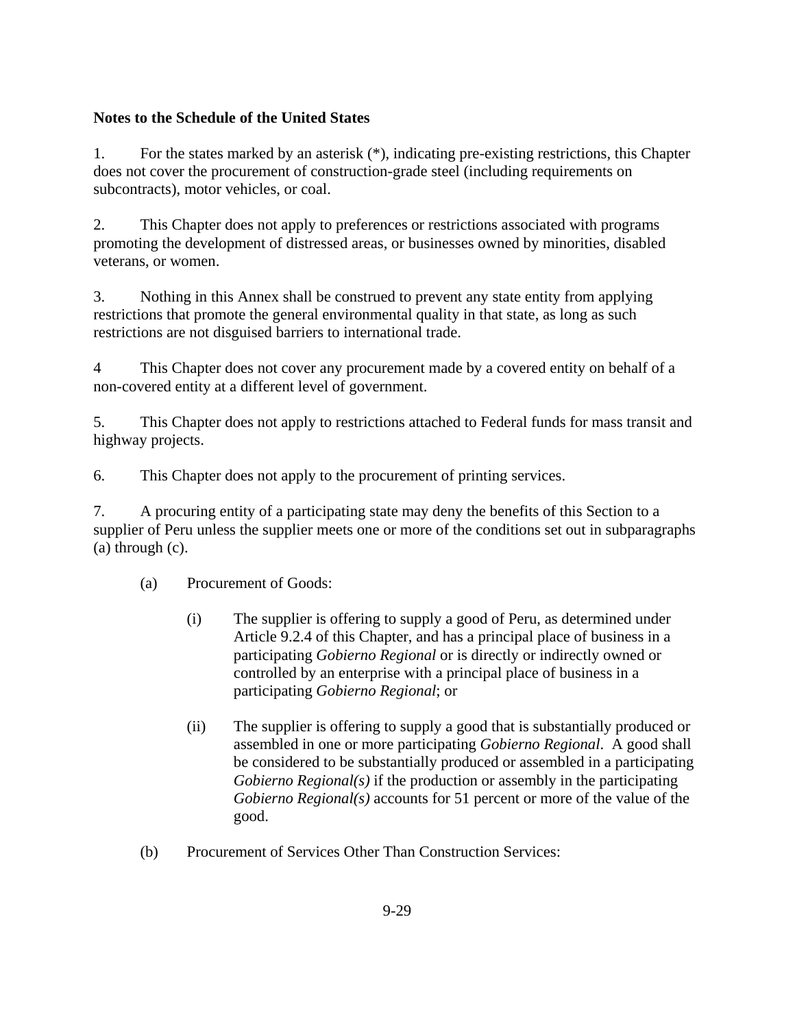**Notes to the Schedule of the United States**

1. For the states marked by an asterisk (*), indicating pre-existing restrictions, this Chapter does not cover the procurement of construction-grade steel (including requirements on subcontracts), motor vehicles, or coal.

2. This Chapter does not apply to preferences or restrictions associated with programs promoting the development of distressed areas, or businesses owned by minorities, disabled veterans, or women.

3. Nothing in this Annex shall be construed to prevent any state entity from applying restrictions that promote the general environmental quality in that state, as long as such restrictions are not disguised barriers to international trade.

4 This Chapter does not cover any procurement made by a covered entity on behalf of a non-covered entity at a different level of government.

5. This Chapter does not apply to restrictions attached to Federal funds for mass transit and highway projects.

6. This Chapter does not apply to the procurement of printing services.

7. A procuring entity of a participating state may deny the benefits of this Section to a supplier of Peru unless the supplier meets one or more of the conditions set out in subparagraphs (a) through (c).

   (a) Procurement of Goods:

      (i) The supplier is offering to supply a good of Peru, as determined under Article 9.2.4 of this Chapter, and has a principal place of business in a participating *Gobierno Regional* or is directly or indirectly owned or controlled by an enterprise with a principal place of business in a participating *Gobierno Regional*; or

      (ii) The supplier is offering to supply a good that is substantially produced or assembled in one or more participating *Gobierno Regional*. A good shall be considered to be substantially produced or assembled in a participating *Gobierno Regional(s)* if the production or assembly in the participating *Gobierno Regional(s)* accounts for 51 percent or more of the value of the good.

   (b) Procurement of Services Other Than Construction Services: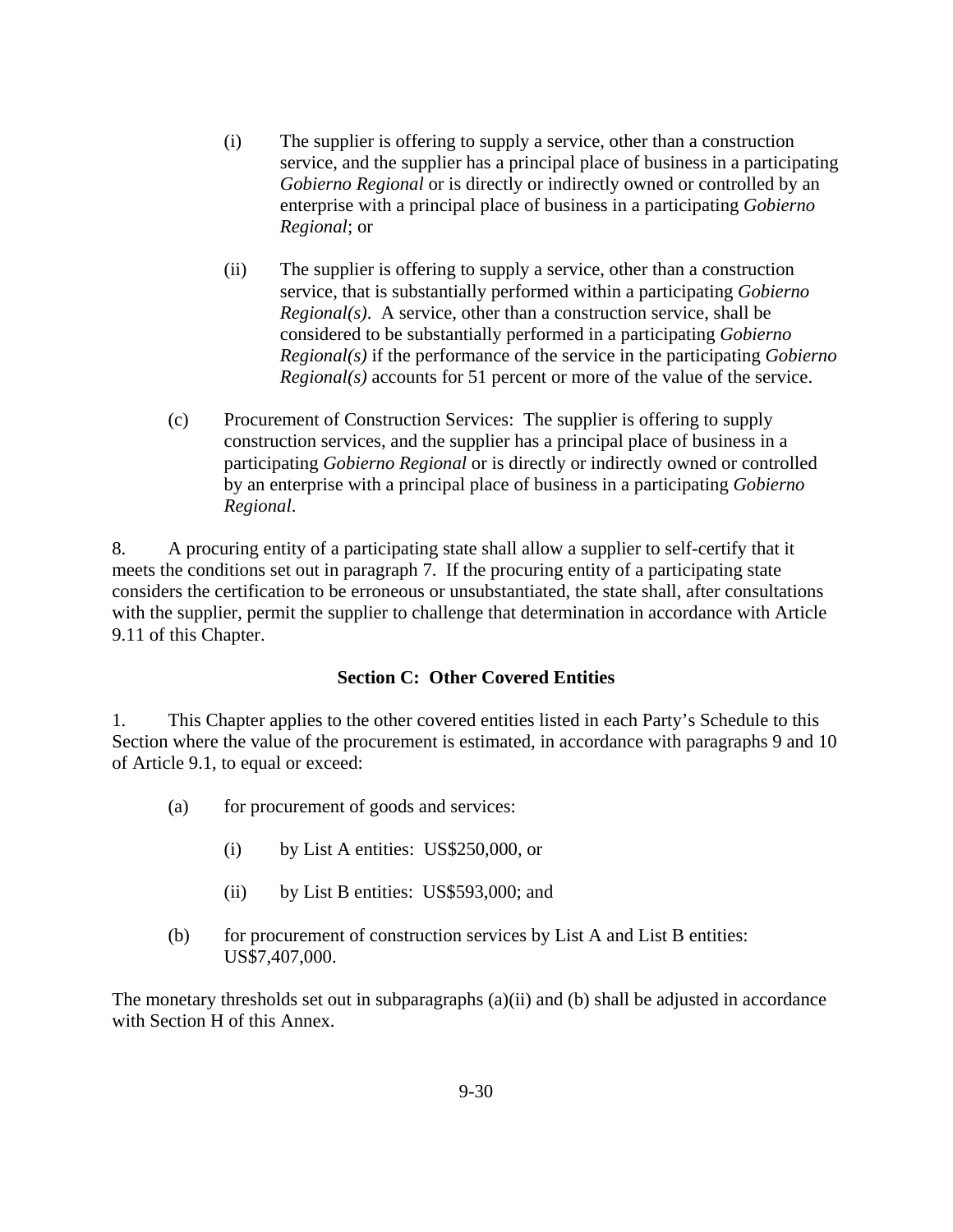(i) The supplier is offering to supply a service, other than a construction service, and the supplier has a principal place of business in a participating *Gobierno Regional* or is directly or indirectly owned or controlled by an enterprise with a principal place of business in a participating *Gobierno Regional*; or

(ii) The supplier is offering to supply a service, other than a construction service, that is substantially performed within a participating *Gobierno Regional(s)*. A service, other than a construction service, shall be considered to be substantially performed in a participating *Gobierno Regional(s)* if the performance of the service in the participating *Gobierno Regional(s)* accounts for 51 percent or more of the value of the service.

(c) Procurement of Construction Services: The supplier is offering to supply construction services, and the supplier has a principal place of business in a participating *Gobierno Regional* or is directly or indirectly owned or controlled by an enterprise with a principal place of business in a participating *Gobierno Regional*.

8. A procuring entity of a participating state shall allow a supplier to self-certify that it meets the conditions set out in paragraph 7. If the procuring entity of a participating state considers the certification to be erroneous or unsubstantiated, the state shall, after consultations with the supplier, permit the supplier to challenge that determination in accordance with Article 9.11 of this Chapter.

**Section C: Other Covered Entities**

1. This Chapter applies to the other covered entities listed in each Party's Schedule to this Section where the value of the procurement is estimated, in accordance with paragraphs 9 and 10 of Article 9.1, to equal or exceed:

(a) for procurement of goods and services:

(i) by List A entities: US$250,000, or

(ii) by List B entities: US$593,000; and

(b) for procurement of construction services by List A and List B entities: US$7,407,000.

The monetary thresholds set out in subparagraphs (a)(ii) and (b) shall be adjusted in accordance with Section H of this Annex.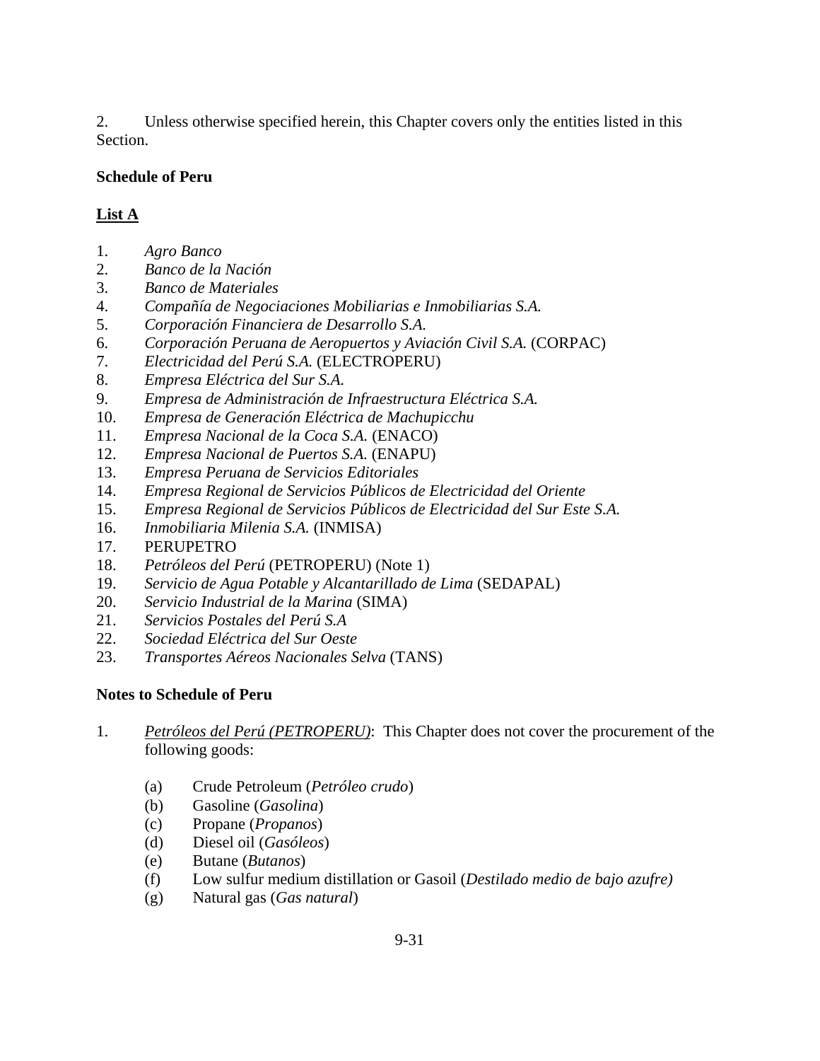2. Unless otherwise specified herein, this Chapter covers only the entities listed in this Section.

**Schedule of Peru**

**<u>List A</u>**

1. *Agro Banco*
2. *Banco de la Nación*
3. *Banco de Materiales*
4. *Compañía de Negociaciones Mobiliarias e Inmobiliarias S.A.*
5. *Corporación Financiera de Desarrollo S.A.*
6. *Corporación Peruana de Aeropuertos y Aviación Civil S.A.* (CORPAC)
7. *Electricidad del Perú S.A.* (ELECTROPERU)
8. *Empresa Eléctrica del Sur S.A.*
9. *Empresa de Administración de Infraestructura Eléctrica S.A.*
10. *Empresa de Generación Eléctrica de Machupicchu*
11. *Empresa Nacional de la Coca S.A.* (ENACO)
12. *Empresa Nacional de Puertos S.A.* (ENAPU)
13. *Empresa Peruana de Servicios Editoriales*
14. *Empresa Regional de Servicios Públicos de Electricidad del Oriente*
15. *Empresa Regional de Servicios Públicos de Electricidad del Sur Este S.A.*
16. *Inmobiliaria Milenia S.A.* (INMISA)
17. PERUPETRO
18. *Petróleos del Perú* (PETROPERU) (Note 1)
19. *Servicio de Agua Potable y Alcantarillado de Lima* (SEDAPAL)
20. *Servicio Industrial de la Marina* (SIMA)
21. *Servicios Postales del Perú S.A*
22. *Sociedad Eléctrica del Sur Oeste*
23. *Transportes Aéreos Nacionales Selva* (TANS)

**Notes to Schedule of Peru**

1. *<u>Petróleos del Perú (PETROPERU)</u>*: This Chapter does not cover the procurement of the following goods:

    (a) Crude Petroleum (*Petróleo crudo*)
    (b) Gasoline (*Gasolina*)
    (c) Propane (*Propanos*)
    (d) Diesel oil (*Gasóleos*)
    (e) Butane (*Butanos*)
    (f) Low sulfur medium distillation or Gasoil (*Destilado medio de bajo azufre)*
    (g) Natural gas (*Gas natural*)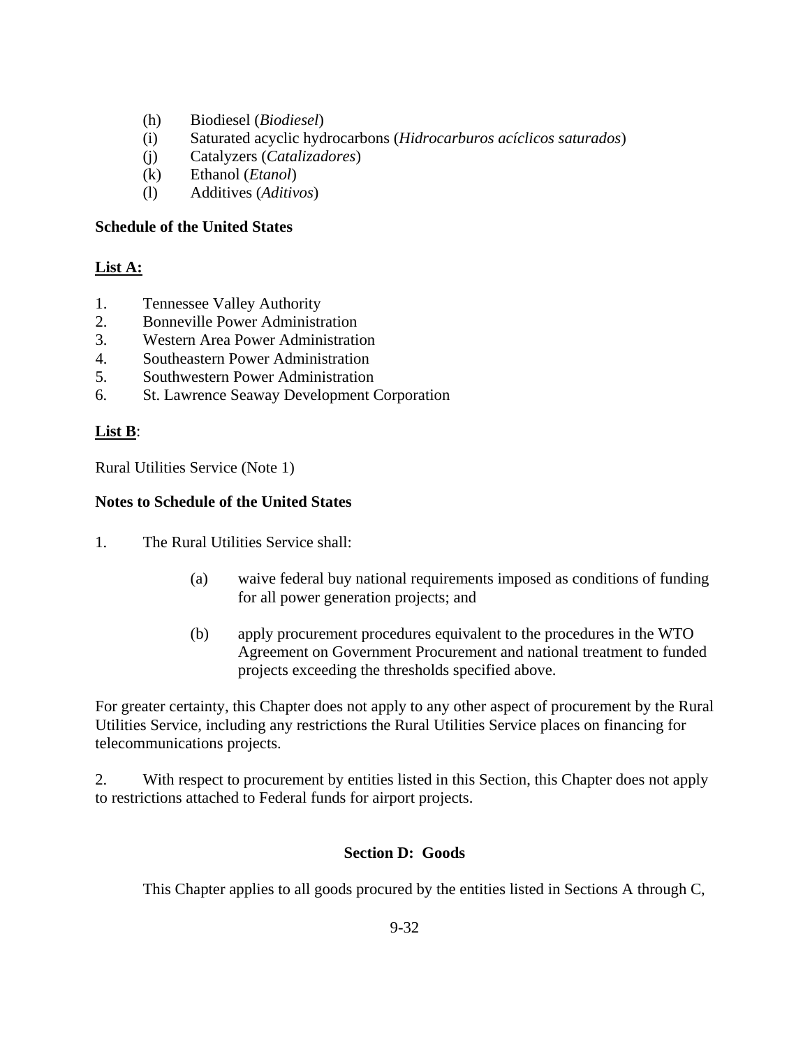(h) Biodiesel (*Biodiesel*)
(i) Saturated acyclic hydrocarbons (*Hidrocarburos acíclicos saturados*)
(j) Catalyzers (*Catalizadores*)
(k) Ethanol (*Etanol*)
(l) Additives (*Aditivos*)

**Schedule of the United States**

**List A:**

1. Tennessee Valley Authority
2. Bonneville Power Administration
3. Western Area Power Administration
4. Southeastern Power Administration
5. Southwestern Power Administration
6. St. Lawrence Seaway Development Corporation

**List B**:

Rural Utilities Service (Note 1)

**Notes to Schedule of the United States**

1. The Rural Utilities Service shall:

   (a) waive federal buy national requirements imposed as conditions of funding for all power generation projects; and

   (b) apply procurement procedures equivalent to the procedures in the WTO Agreement on Government Procurement and national treatment to funded projects exceeding the thresholds specified above.

For greater certainty, this Chapter does not apply to any other aspect of procurement by the Rural Utilities Service, including any restrictions the Rural Utilities Service places on financing for telecommunications projects.

2. With respect to procurement by entities listed in this Section, this Chapter does not apply to restrictions attached to Federal funds for airport projects.

**Section D: Goods**

This Chapter applies to all goods procured by the entities listed in Sections A through C,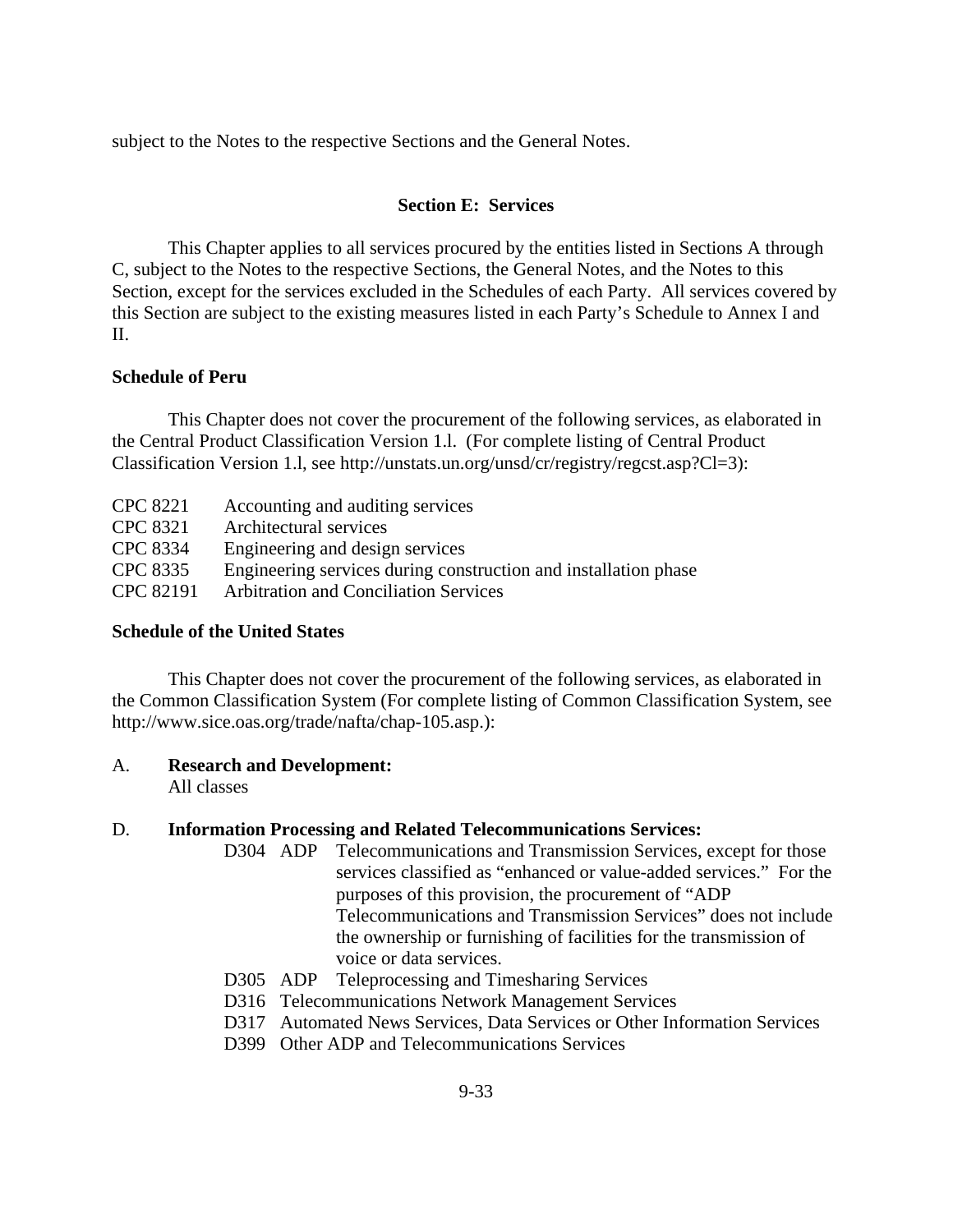subject to the Notes to the respective Sections and the General Notes.

## Section E: Services

This Chapter applies to all services procured by the entities listed in Sections A through C, subject to the Notes to the respective Sections, the General Notes, and the Notes to this Section, except for the services excluded in the Schedules of each Party. All services covered by this Section are subject to the existing measures listed in each Party's Schedule to Annex I and II.

### Schedule of Peru

This Chapter does not cover the procurement of the following services, as elaborated in the Central Product Classification Version 1.l. (For complete listing of Central Product Classification Version 1.l, see http://unstats.un.org/unsd/cr/registry/regcst.asp?Cl=3):

CPC 8221 Accounting and auditing services
CPC 8321 Architectural services
CPC 8334 Engineering and design services
CPC 8335 Engineering services during construction and installation phase
CPC 82191 Arbitration and Conciliation Services

### Schedule of the United States

This Chapter does not cover the procurement of the following services, as elaborated in the Common Classification System (For complete listing of Common Classification System, see http://www.sice.oas.org/trade/nafta/chap-105.asp.):

A. **Research and Development:**
All classes

D. **Information Processing and Related Telecommunications Services:**

- D304 ADP Telecommunications and Transmission Services, except for those services classified as "enhanced or value-added services." For the purposes of this provision, the procurement of "ADP Telecommunications and Transmission Services" does not include the ownership or furnishing of facilities for the transmission of voice or data services.
- D305 ADP Teleprocessing and Timesharing Services
- D316 Telecommunications Network Management Services
- D317 Automated News Services, Data Services or Other Information Services
- D399 Other ADP and Telecommunications Services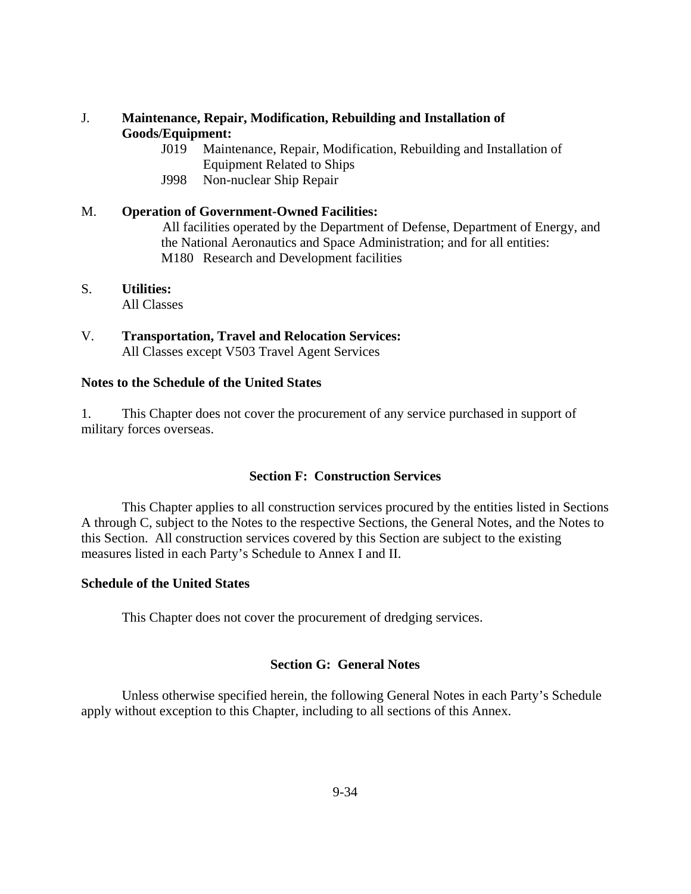J. **Maintenance, Repair, Modification, Rebuilding and Installation of Goods/Equipment:**

- J019 Maintenance, Repair, Modification, Rebuilding and Installation of Equipment Related to Ships
- J998 Non-nuclear Ship Repair

M. **Operation of Government-Owned Facilities:**

All facilities operated by the Department of Defense, Department of Energy, and the National Aeronautics and Space Administration; and for all entities:

- M180 Research and Development facilities

S. **Utilities:**

All Classes

V. **Transportation, Travel and Relocation Services:**

All Classes except V503 Travel Agent Services

**Notes to the Schedule of the United States**

1. This Chapter does not cover the procurement of any service purchased in support of military forces overseas.

## Section F: Construction Services

This Chapter applies to all construction services procured by the entities listed in Sections A through C, subject to the Notes to the respective Sections, the General Notes, and the Notes to this Section. All construction services covered by this Section are subject to the existing measures listed in each Party's Schedule to Annex I and II.

**Schedule of the United States**

This Chapter does not cover the procurement of dredging services.

## Section G: General Notes

Unless otherwise specified herein, the following General Notes in each Party's Schedule apply without exception to this Chapter, including to all sections of this Annex.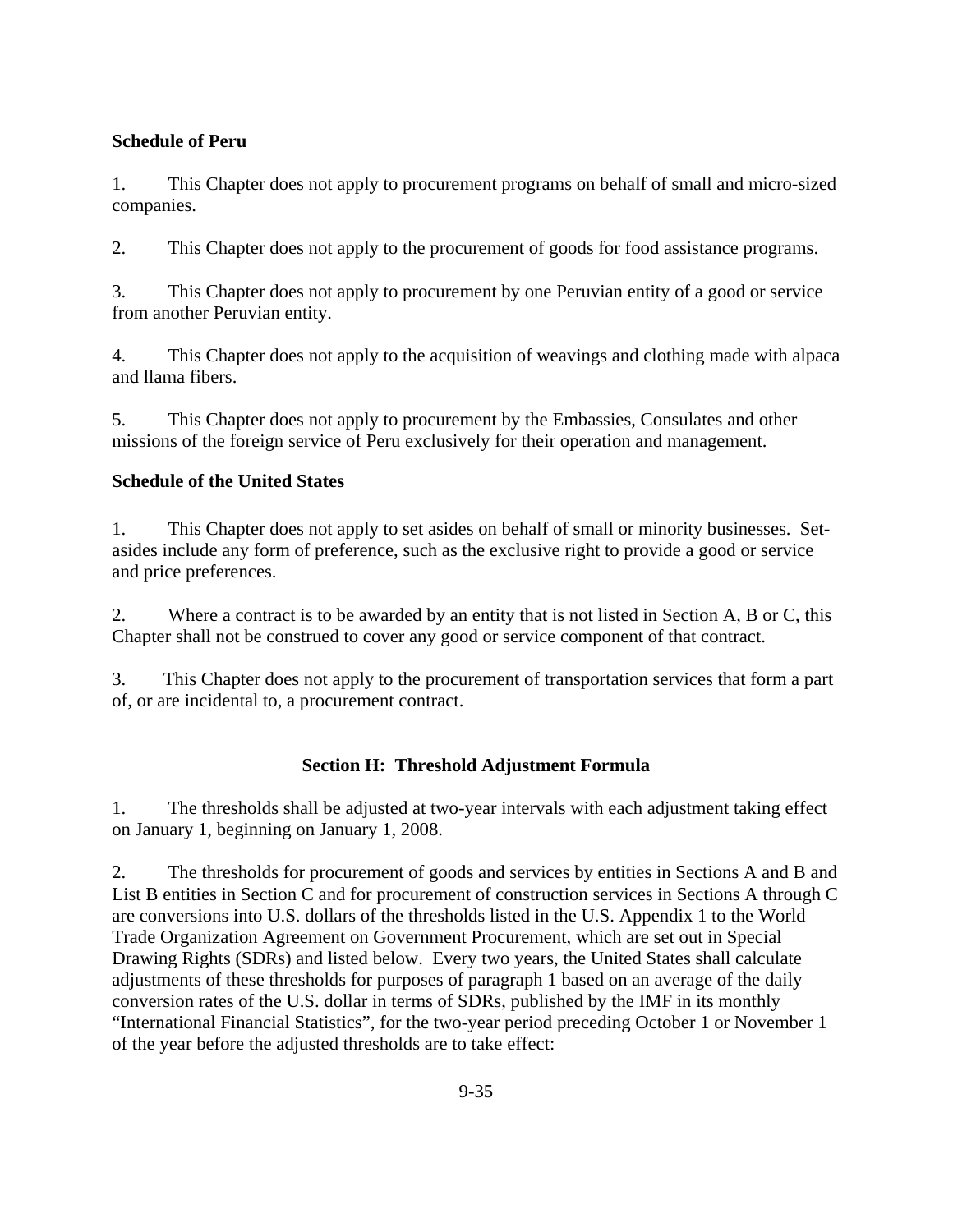**Schedule of Peru**

1. This Chapter does not apply to procurement programs on behalf of small and micro-sized companies.

2. This Chapter does not apply to the procurement of goods for food assistance programs.

3. This Chapter does not apply to procurement by one Peruvian entity of a good or service from another Peruvian entity.

4. This Chapter does not apply to the acquisition of weavings and clothing made with alpaca and llama fibers.

5. This Chapter does not apply to procurement by the Embassies, Consulates and other missions of the foreign service of Peru exclusively for their operation and management.

**Schedule of the United States**

1. This Chapter does not apply to set asides on behalf of small or minority businesses. Set-asides include any form of preference, such as the exclusive right to provide a good or service and price preferences.

2. Where a contract is to be awarded by an entity that is not listed in Section A, B or C, this Chapter shall not be construed to cover any good or service component of that contract.

3. This Chapter does not apply to the procurement of transportation services that form a part of, or are incidental to, a procurement contract.

## Section H: Threshold Adjustment Formula

1. The thresholds shall be adjusted at two-year intervals with each adjustment taking effect on January 1, beginning on January 1, 2008.

2. The thresholds for procurement of goods and services by entities in Sections A and B and List B entities in Section C and for procurement of construction services in Sections A through C are conversions into U.S. dollars of the thresholds listed in the U.S. Appendix 1 to the World Trade Organization Agreement on Government Procurement, which are set out in Special Drawing Rights (SDRs) and listed below. Every two years, the United States shall calculate adjustments of these thresholds for purposes of paragraph 1 based on an average of the daily conversion rates of the U.S. dollar in terms of SDRs, published by the IMF in its monthly "International Financial Statistics", for the two-year period preceding October 1 or November 1 of the year before the adjusted thresholds are to take effect: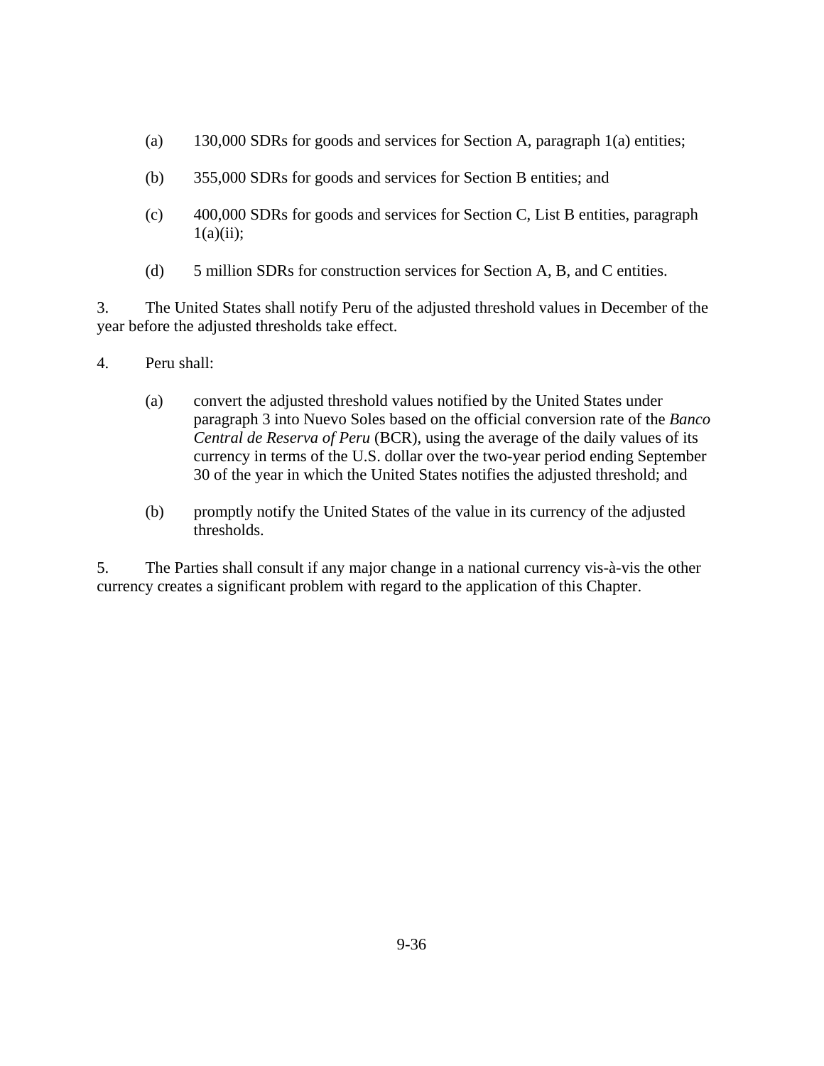(a) 130,000 SDRs for goods and services for Section A, paragraph 1(a) entities;

(b) 355,000 SDRs for goods and services for Section B entities; and

(c) 400,000 SDRs for goods and services for Section C, List B entities, paragraph 1(a)(ii);

(d) 5 million SDRs for construction services for Section A, B, and C entities.

3. The United States shall notify Peru of the adjusted threshold values in December of the year before the adjusted thresholds take effect.

4. Peru shall:

(a) convert the adjusted threshold values notified by the United States under paragraph 3 into Nuevo Soles based on the official conversion rate of the *Banco Central de Reserva of Peru* (BCR), using the average of the daily values of its currency in terms of the U.S. dollar over the two-year period ending September 30 of the year in which the United States notifies the adjusted threshold; and

(b) promptly notify the United States of the value in its currency of the adjusted thresholds.

5. The Parties shall consult if any major change in a national currency vis-à-vis the other currency creates a significant problem with regard to the application of this Chapter.